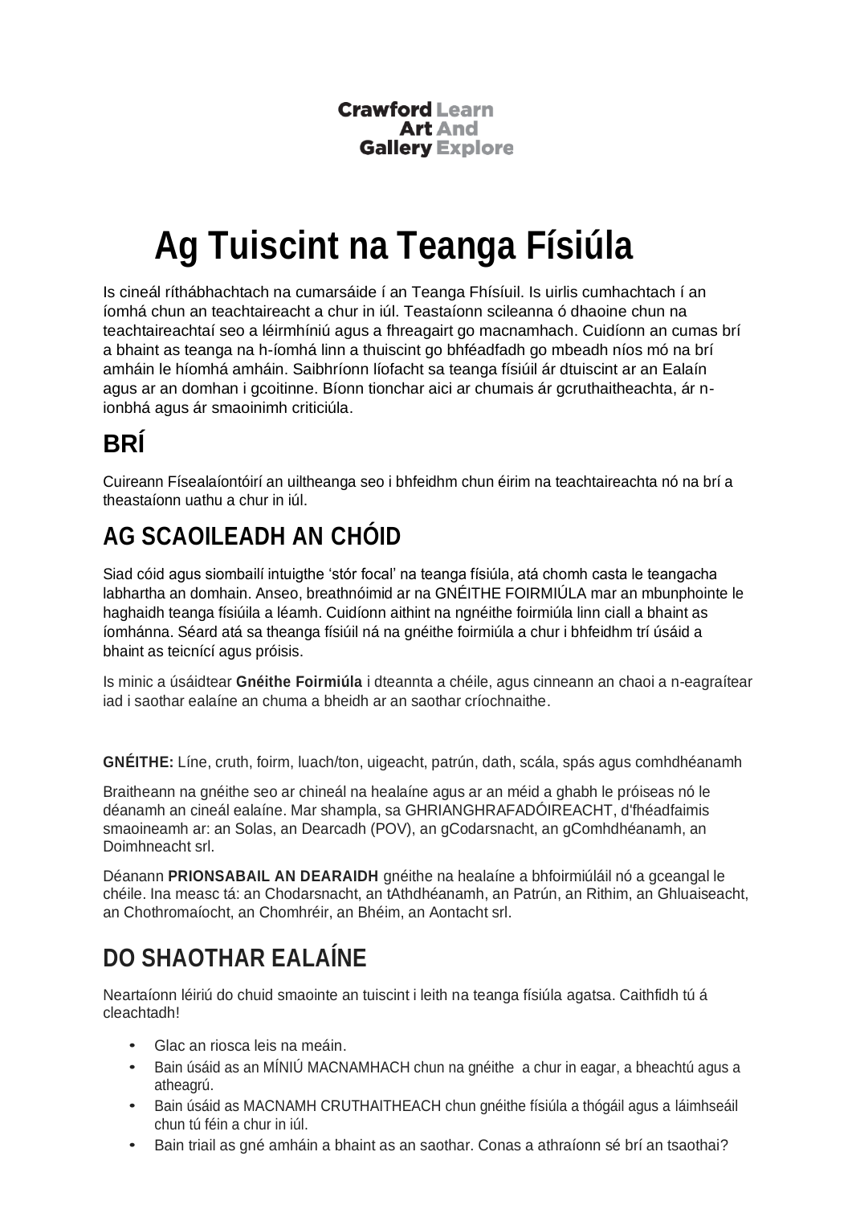Crawford Learn
Art And
Gallery Explore

# Ag Tuiscint na Teanga Físiúla

Is cineál ríthábhachtach na cumarsáide í an Teanga Fhísíuil. Is uirlis cumhachtach í an íomhá chun an teachtaireacht a chur in iúl. Teastaíonn scileanna ó dhaoine chun na teachtaireachtaí seo a léirmhíniú agus a fhreagairt go macnamhach. Cuidíonn an cumas brí a bhaint as teanga na h-íomhá linn a thuiscint go bhféadfadh go mbeadh níos mó na brí amháin le híomhá amháin. Saibhríonn líofacht sa teanga físiúil ár dtuiscint ar an Ealaín agus ar an domhan i gcoitinne. Bíonn tionchar aici ar chumais ár gcruthaitheachta, ár n-ionbhá agus ár smaoinimh criticiúla.

## BRÍ

Cuireann Físealaíontóirí an uiltheanga seo i bhfeidhm chun éirim na teachtaireachta nó na brí a theastaíonn uathu a chur in iúl.

## AG SCAOILEADH AN CHÓID

Siad cóid agus siombailí intuigthe 'stór focal' na teanga físiúla, atá chomh casta le teangacha labhartha an domhain. Anseo, breathnóimid ar na GNÉITHE FOIRMIÚLA mar an mbunphointe le haghaidh teanga físiúila a léamh. Cuidíonn aithint na ngnéithe foirmiúla linn ciall a bhaint as íomhánna. Séard atá sa theanga físiúil ná na gnéithe foirmiúla a chur i bhfeidhm trí úsáid a bhaint as teicnící agus próisis.

Is minic a úsáidtear **Gnéithe Foirmiúla** i dteannta a chéile, agus cinneann an chaoi a n-eagraítear iad i saothar ealaíne an chuma a bheidh ar an saothar críochnaithe.

**GNÉITHE:** Líne, cruth, foirm, luach/ton, uigeacht, patrún, dath, scála, spás agus comhdhéanamh

Braitheann na gnéithe seo ar chineál na healaíne agus ar an méid a ghabh le próiseas nó le déanamh an cineál ealaíne. Mar shampla, sa GHRIANGHRAFADÓIREACHT, d'fhéadfaimis smaoineamh ar: an Solas, an Dearcadh (POV), an gCodarsnacht, an gComhdhéanamh, an Doimhneacht srl.

Déanann **PRIONSABAIL AN DEARAIDH** gnéithe na healaíne a bhfoirmiúláil nó a gceangal le chéile. Ina measc tá: an Chodarsnacht, an tAthdhéanamh, an Patrún, an Rithim, an Ghluaiseacht, an Chothromaíocht, an Chomhréir, an Bhéim, an Aontacht srl.

## DO SHAOTHAR EALAÍNE

Neartaíonn léiriú do chuid smaointe an tuiscint i leith na teanga físiúla agatsa. Caithfidh tú á cleachtadh!

- Glac an riosca leis na meáin.
- Bain úsáid as an MÍNIÚ MACNAMHACH chun na gnéithe a chur in eagar, a bheachtú agus a atheagrú.
- Bain úsáid as MACNAMH CRUTHAITHEACH chun gnéithe físiúla a thógáil agus a láimhseáil chun tú féin a chur in iúl.
- Bain triail as gné amháin a bhaint as an saothar. Conas a athraíonn sé brí an tsaothai?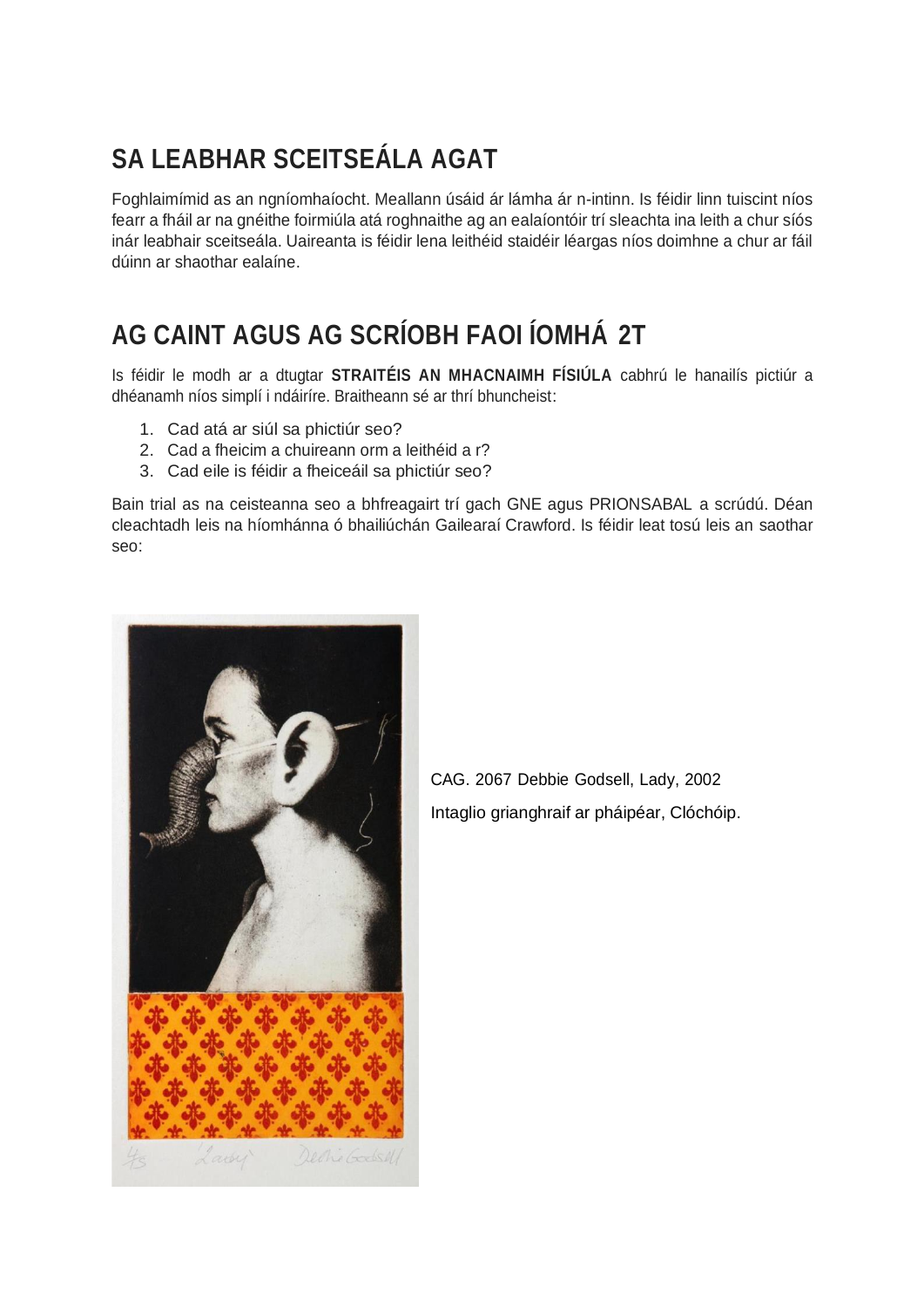## SA LEABHAR SCEITSEÁLA AGAT

Foghlaimímid as an ngníomhaíocht. Meallann úsáid ár lámha ár n-intinn. Is féidir linn tuiscint níos fearr a fháil ar na gnéithe foirmiúla atá roghnaithe ag an ealaíontóir trí sleachta ina leith a chur síos inár leabhair sceitseála. Uaireanta is féidir lena leithéid staidéir léargas níos doimhne a chur ar fáil dúinn ar shaothar ealaíne.

## AG CAINT AGUS AG SCRÍOBH FAOI ÍOMHÁ 2T

Is féidir le modh ar a dtugtar **STRAITÉIS AN MHACNAIMH FÍSIÚLA** cabhrú le hanailís pictiúr a dhéanamh níos simplí i ndáiríre. Braitheann sé ar thrí bhuncheist:

1. Cad atá ar siúl sa phictiúr seo?
2. Cad a fheicim a chuireann orm a leithéid a r?
3. Cad eile is féidir a fheiceáil sa phictiúr seo?

Bain trial as na ceisteanna seo a bhfreagairt trí gach GNE agus PRIONSABAL a scrúdú. Déan cleachtadh leis na híomhánna ó bhailiúchán Gailearaí Crawford. Is féidir leat tosú leis an saothar seo:

CAG. 2067 Debbie Godsell, Lady, 2002

Intaglio grianghraif ar pháipéar, Clóchóip.